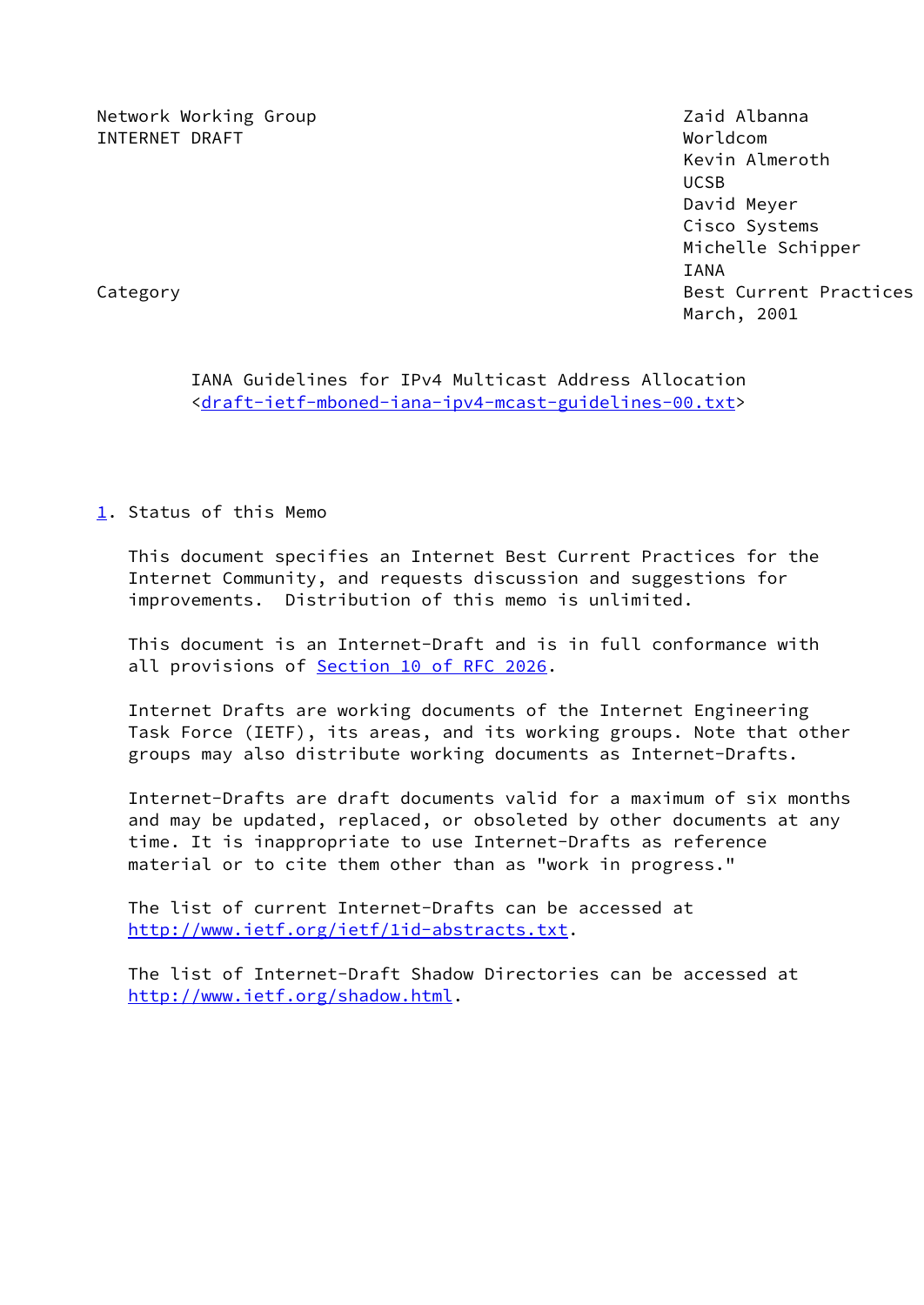Network Working Group                                    Zaid Albanna
INTERNET DRAFT                                           Worldcom
                                                         Kevin Almeroth
                                                         UCSB
                                                         David Meyer
                                                         Cisco Systems
                                                         Michelle Schipper
                                                         IANA
Category                                                 Best Current Practices
                                                         March, 2001

# IANA Guidelines for IPv4 Multicast Address Allocation

<draft-ietf-mboned-iana-ipv4-mcast-guidelines-00.txt>

## 1. Status of this Memo

This document specifies an Internet Best Current Practices for the Internet Community, and requests discussion and suggestions for improvements. Distribution of this memo is unlimited.

This document is an Internet-Draft and is in full conformance with all provisions of Section 10 of RFC 2026.

Internet Drafts are working documents of the Internet Engineering Task Force (IETF), its areas, and its working groups. Note that other groups may also distribute working documents as Internet-Drafts.

Internet-Drafts are draft documents valid for a maximum of six months and may be updated, replaced, or obsoleted by other documents at any time. It is inappropriate to use Internet-Drafts as reference material or to cite them other than as "work in progress."

The list of current Internet-Drafts can be accessed at http://www.ietf.org/ietf/1id-abstracts.txt.

The list of Internet-Draft Shadow Directories can be accessed at http://www.ietf.org/shadow.html.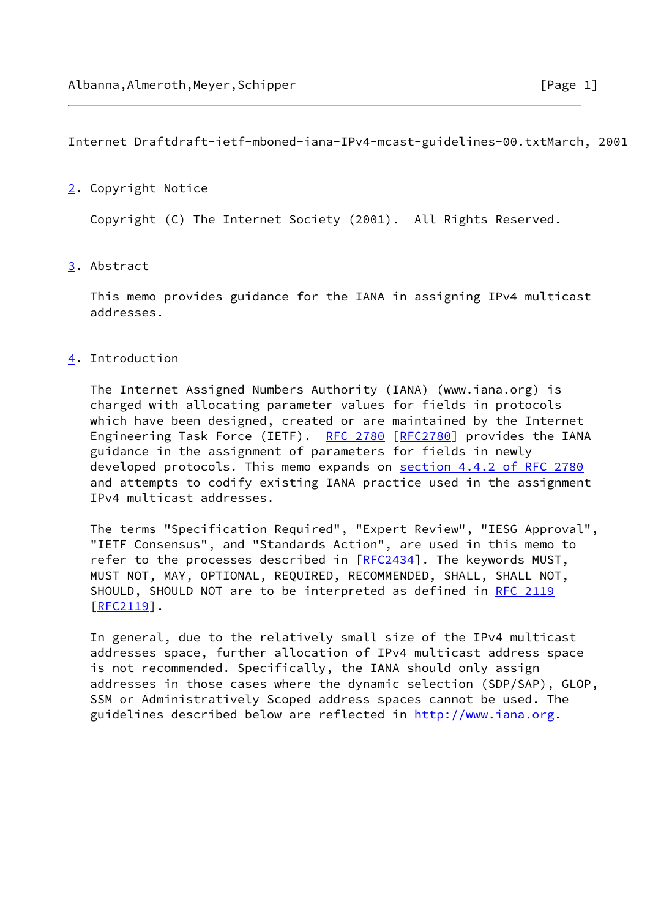## 2. Copyright Notice

Copyright (C) The Internet Society (2001). All Rights Reserved.

## 3. Abstract

This memo provides guidance for the IANA in assigning IPv4 multicast addresses.

## 4. Introduction

The Internet Assigned Numbers Authority (IANA) (www.iana.org) is charged with allocating parameter values for fields in protocols which have been designed, created or are maintained by the Internet Engineering Task Force (IETF). RFC 2780 [RFC2780] provides the IANA guidance in the assignment of parameters for fields in newly developed protocols. This memo expands on section 4.4.2 of RFC 2780 and attempts to codify existing IANA practice used in the assignment IPv4 multicast addresses.

The terms "Specification Required", "Expert Review", "IESG Approval", "IETF Consensus", and "Standards Action", are used in this memo to refer to the processes described in [RFC2434]. The keywords MUST, MUST NOT, MAY, OPTIONAL, REQUIRED, RECOMMENDED, SHALL, SHALL NOT, SHOULD, SHOULD NOT are to be interpreted as defined in RFC 2119 [RFC2119].

In general, due to the relatively small size of the IPv4 multicast addresses space, further allocation of IPv4 multicast address space is not recommended. Specifically, the IANA should only assign addresses in those cases where the dynamic selection (SDP/SAP), GLOP, SSM or Administratively Scoped address spaces cannot be used. The guidelines described below are reflected in http://www.iana.org.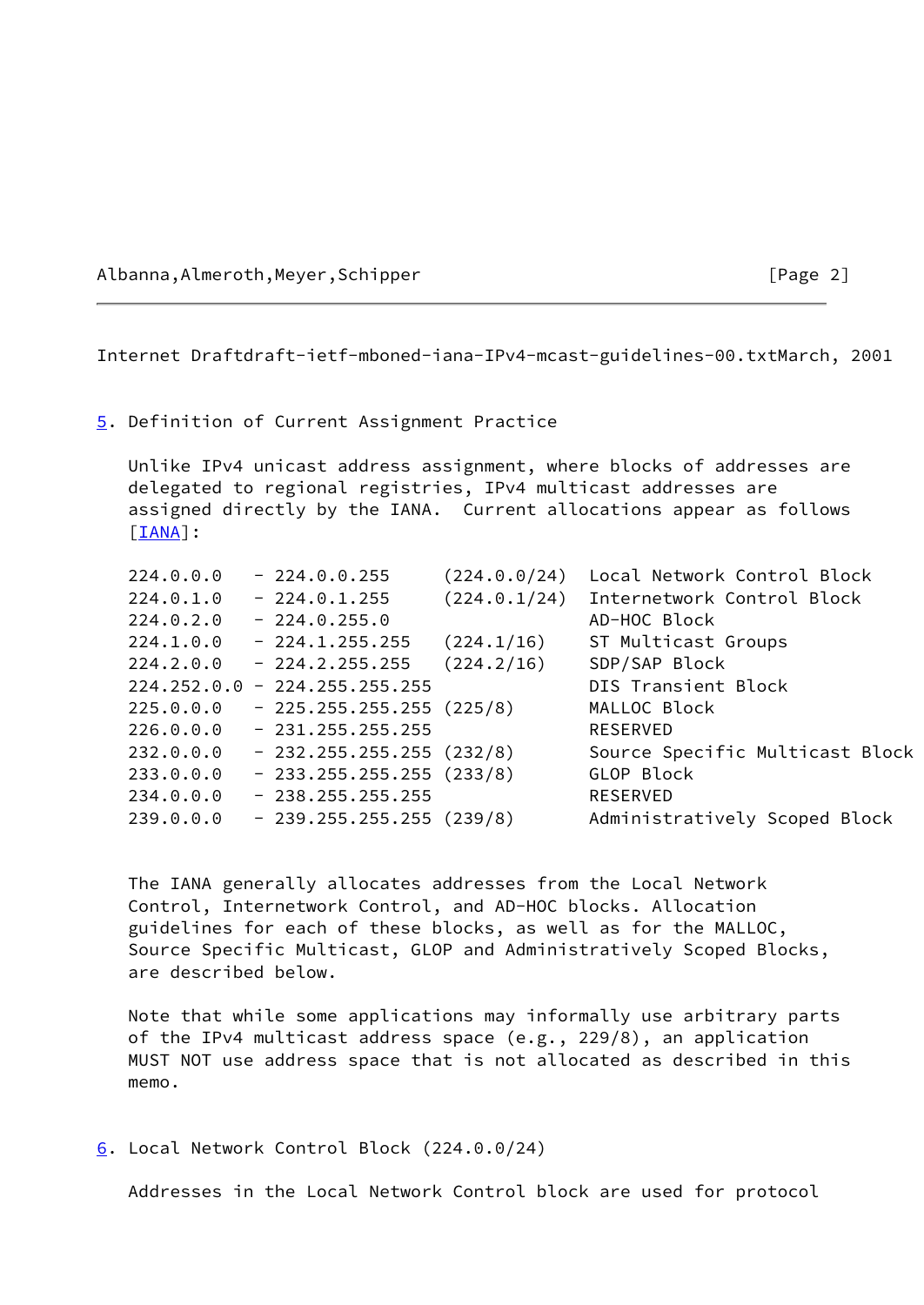## 5. Definition of Current Assignment Practice

Unlike IPv4 unicast address assignment, where blocks of addresses are delegated to regional registries, IPv4 multicast addresses are assigned directly by the IANA. Current allocations appear as follows [IANA]:

| Address Range | Prefix | Block |
|---|---|---|
| 224.0.0.0 - 224.0.0.255 | (224.0.0/24) | Local Network Control Block |
| 224.0.1.0 - 224.0.1.255 | (224.0.1/24) | Internetwork Control Block |
| 224.0.2.0 - 224.0.255.0 | | AD-HOC Block |
| 224.1.0.0 - 224.1.255.255 | (224.1/16) | ST Multicast Groups |
| 224.2.0.0 - 224.2.255.255 | (224.2/16) | SDP/SAP Block |
| 224.252.0.0 - 224.255.255.255 | | DIS Transient Block |
| 225.0.0.0 - 225.255.255.255 | (225/8) | MALLOC Block |
| 226.0.0.0 - 231.255.255.255 | | RESERVED |
| 232.0.0.0 - 232.255.255.255 | (232/8) | Source Specific Multicast Block |
| 233.0.0.0 - 233.255.255.255 | (233/8) | GLOP Block |
| 234.0.0.0 - 238.255.255.255 | | RESERVED |
| 239.0.0.0 - 239.255.255.255 | (239/8) | Administratively Scoped Block |

The IANA generally allocates addresses from the Local Network Control, Internetwork Control, and AD-HOC blocks. Allocation guidelines for each of these blocks, as well as for the MALLOC, Source Specific Multicast, GLOP and Administratively Scoped Blocks, are described below.

Note that while some applications may informally use arbitrary parts of the IPv4 multicast address space (e.g., 229/8), an application MUST NOT use address space that is not allocated as described in this memo.

## 6. Local Network Control Block (224.0.0/24)

Addresses in the Local Network Control block are used for protocol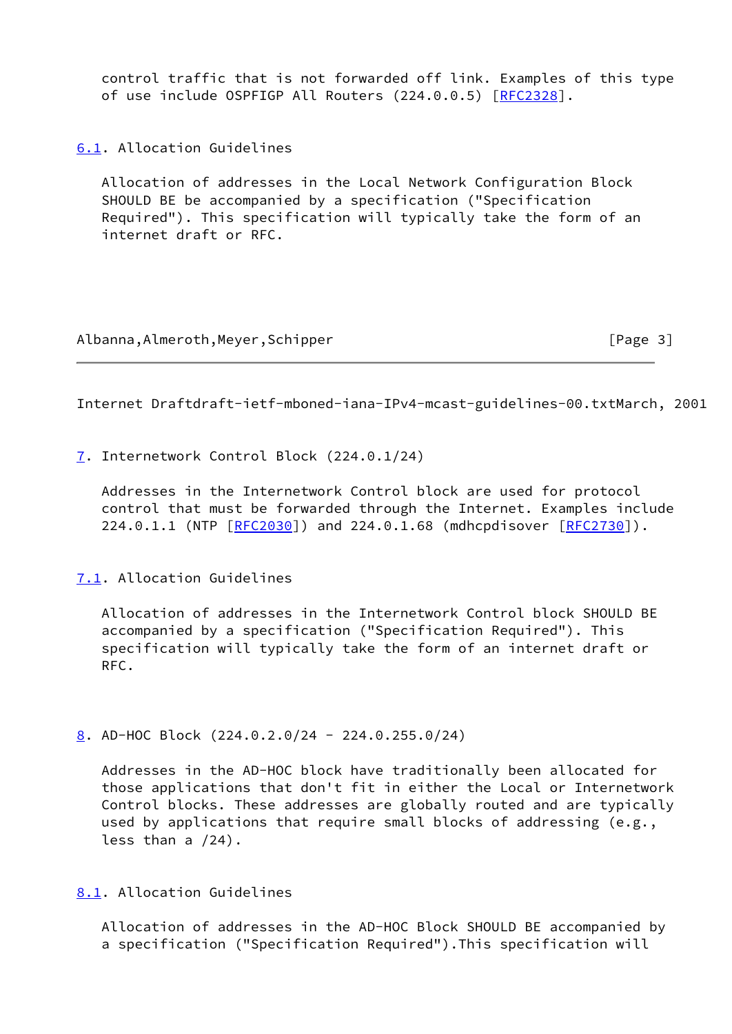control traffic that is not forwarded off link. Examples of this type of use include OSPFIGP All Routers (224.0.0.5) [RFC2328].

## 6.1. Allocation Guidelines

Allocation of addresses in the Local Network Configuration Block SHOULD BE be accompanied by a specification ("Specification Required"). This specification will typically take the form of an internet draft or RFC.

## 7. Internetwork Control Block (224.0.1/24)

Addresses in the Internetwork Control block are used for protocol control that must be forwarded through the Internet. Examples include 224.0.1.1 (NTP [RFC2030]) and 224.0.1.68 (mdhcpdisover [RFC2730]).

## 7.1. Allocation Guidelines

Allocation of addresses in the Internetwork Control block SHOULD BE accompanied by a specification ("Specification Required"). This specification will typically take the form of an internet draft or RFC.

## 8. AD-HOC Block (224.0.2.0/24 - 224.0.255.0/24)

Addresses in the AD-HOC block have traditionally been allocated for those applications that don't fit in either the Local or Internetwork Control blocks. These addresses are globally routed and are typically used by applications that require small blocks of addressing (e.g., less than a /24).

## 8.1. Allocation Guidelines

Allocation of addresses in the AD-HOC Block SHOULD BE accompanied by a specification ("Specification Required").This specification will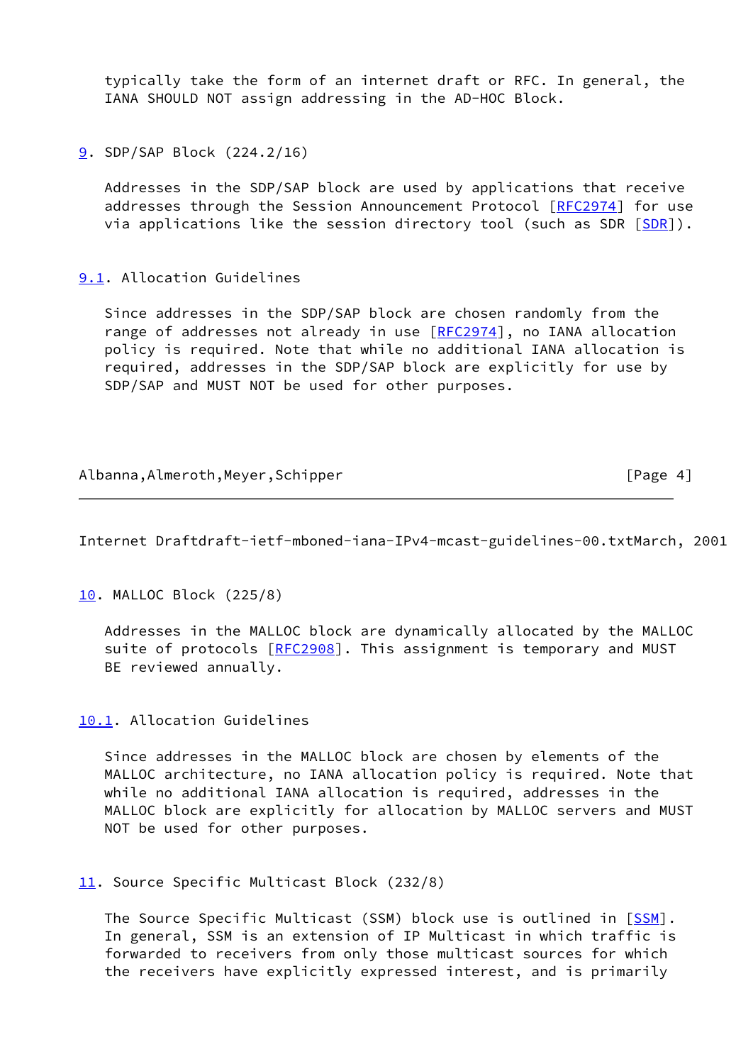typically take the form of an internet draft or RFC. In general, the IANA SHOULD NOT assign addressing in the AD-HOC Block.

## 9. SDP/SAP Block (224.2/16)

Addresses in the SDP/SAP block are used by applications that receive addresses through the Session Announcement Protocol [RFC2974] for use via applications like the session directory tool (such as SDR [SDR]).

### 9.1. Allocation Guidelines

Since addresses in the SDP/SAP block are chosen randomly from the range of addresses not already in use [RFC2974], no IANA allocation policy is required. Note that while no additional IANA allocation is required, addresses in the SDP/SAP block are explicitly for use by SDP/SAP and MUST NOT be used for other purposes.

## 10. MALLOC Block (225/8)

Addresses in the MALLOC block are dynamically allocated by the MALLOC suite of protocols [RFC2908]. This assignment is temporary and MUST BE reviewed annually.

### 10.1. Allocation Guidelines

Since addresses in the MALLOC block are chosen by elements of the MALLOC architecture, no IANA allocation policy is required. Note that while no additional IANA allocation is required, addresses in the MALLOC block are explicitly for allocation by MALLOC servers and MUST NOT be used for other purposes.

## 11. Source Specific Multicast Block (232/8)

The Source Specific Multicast (SSM) block use is outlined in [SSM]. In general, SSM is an extension of IP Multicast in which traffic is forwarded to receivers from only those multicast sources for which the receivers have explicitly expressed interest, and is primarily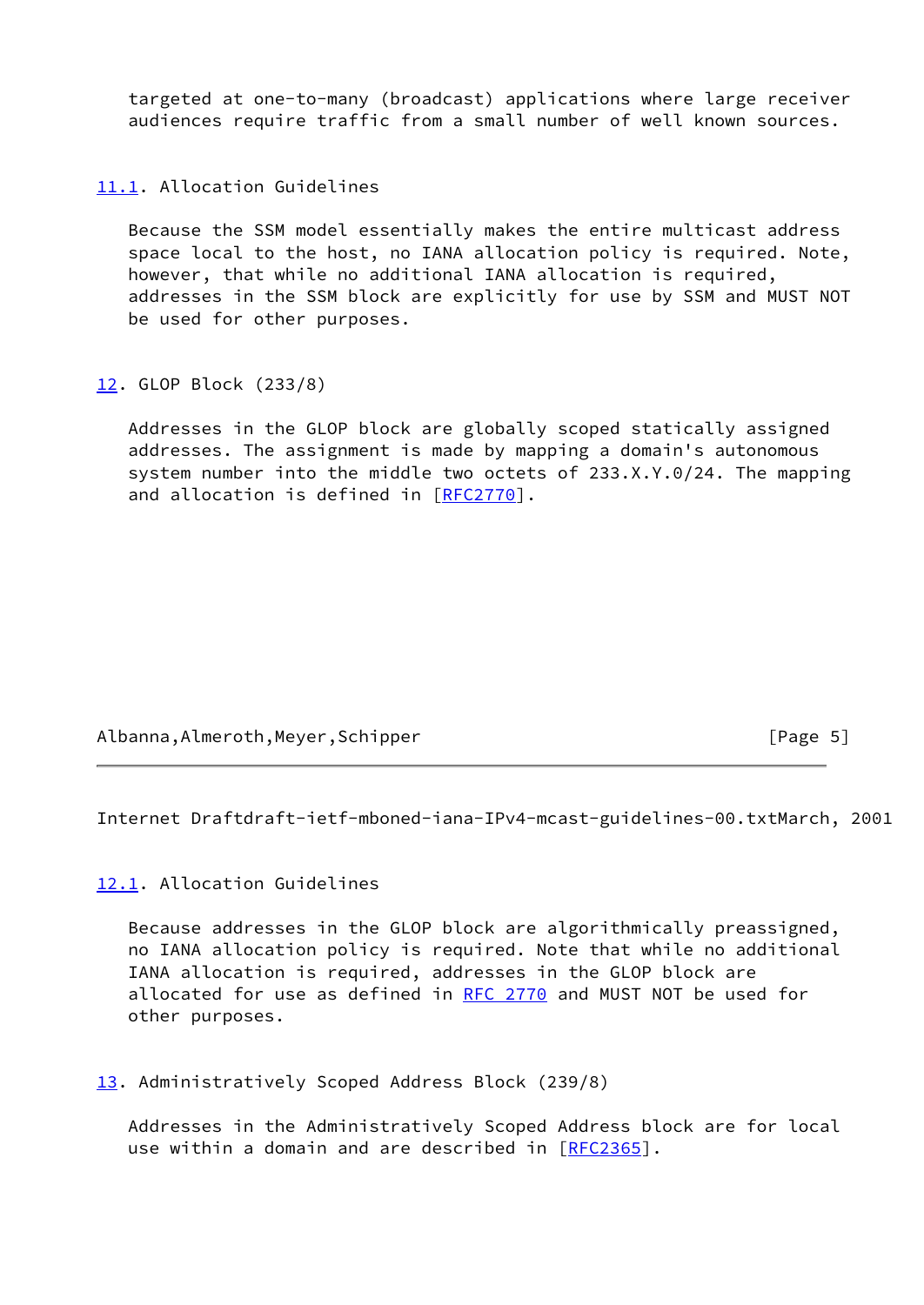targeted at one-to-many (broadcast) applications where large receiver audiences require traffic from a small number of well known sources.

### 11.1. Allocation Guidelines

Because the SSM model essentially makes the entire multicast address space local to the host, no IANA allocation policy is required. Note, however, that while no additional IANA allocation is required, addresses in the SSM block are explicitly for use by SSM and MUST NOT be used for other purposes.

## 12. GLOP Block (233/8)

Addresses in the GLOP block are globally scoped statically assigned addresses. The assignment is made by mapping a domain's autonomous system number into the middle two octets of 233.X.Y.0/24. The mapping and allocation is defined in [RFC2770].

### 12.1. Allocation Guidelines

Because addresses in the GLOP block are algorithmically preassigned, no IANA allocation policy is required. Note that while no additional IANA allocation is required, addresses in the GLOP block are allocated for use as defined in RFC 2770 and MUST NOT be used for other purposes.

## 13. Administratively Scoped Address Block (239/8)

Addresses in the Administratively Scoped Address block are for local use within a domain and are described in [RFC2365].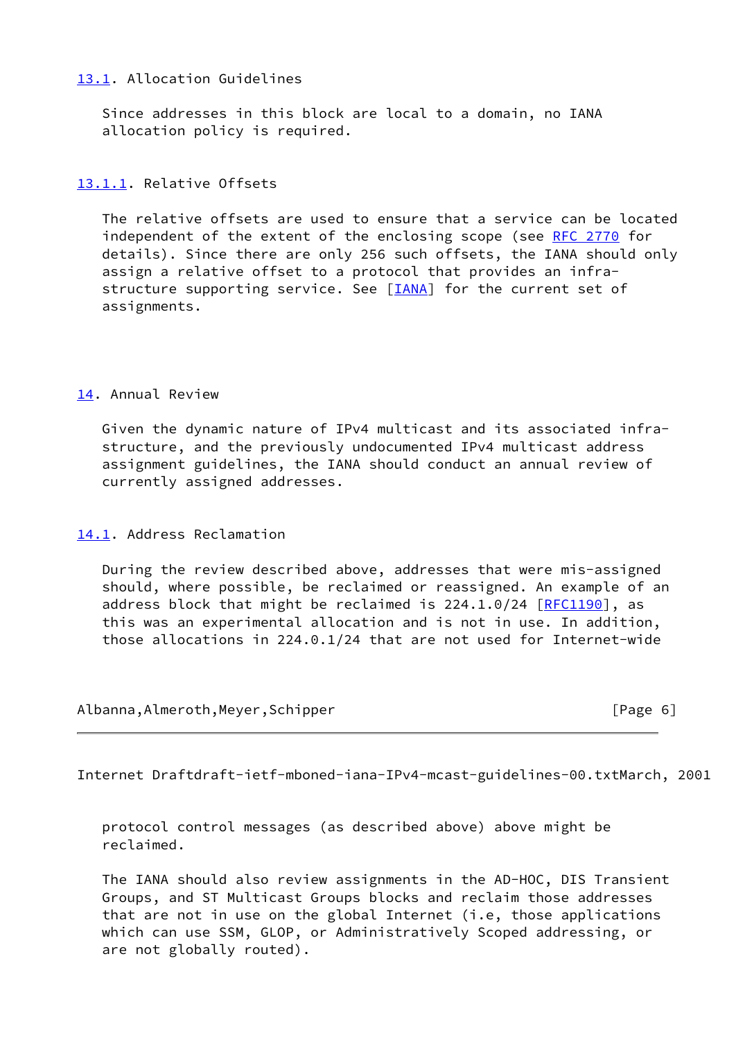### 13.1. Allocation Guidelines

Since addresses in this block are local to a domain, no IANA allocation policy is required.

#### 13.1.1. Relative Offsets

The relative offsets are used to ensure that a service can be located independent of the extent of the enclosing scope (see RFC 2770 for details). Since there are only 256 such offsets, the IANA should only assign a relative offset to a protocol that provides an infra-structure supporting service. See [IANA] for the current set of assignments.

## 14. Annual Review

Given the dynamic nature of IPv4 multicast and its associated infra-structure, and the previously undocumented IPv4 multicast address assignment guidelines, the IANA should conduct an annual review of currently assigned addresses.

### 14.1. Address Reclamation

During the review described above, addresses that were mis-assigned should, where possible, be reclaimed or reassigned. An example of an address block that might be reclaimed is 224.1.0/24 [RFC1190], as this was an experimental allocation and is not in use. In addition, those allocations in 224.0.1/24 that are not used for Internet-wide protocol control messages (as described above) above might be reclaimed.

The IANA should also review assignments in the AD-HOC, DIS Transient Groups, and ST Multicast Groups blocks and reclaim those addresses that are not in use on the global Internet (i.e, those applications which can use SSM, GLOP, or Administratively Scoped addressing, or are not globally routed).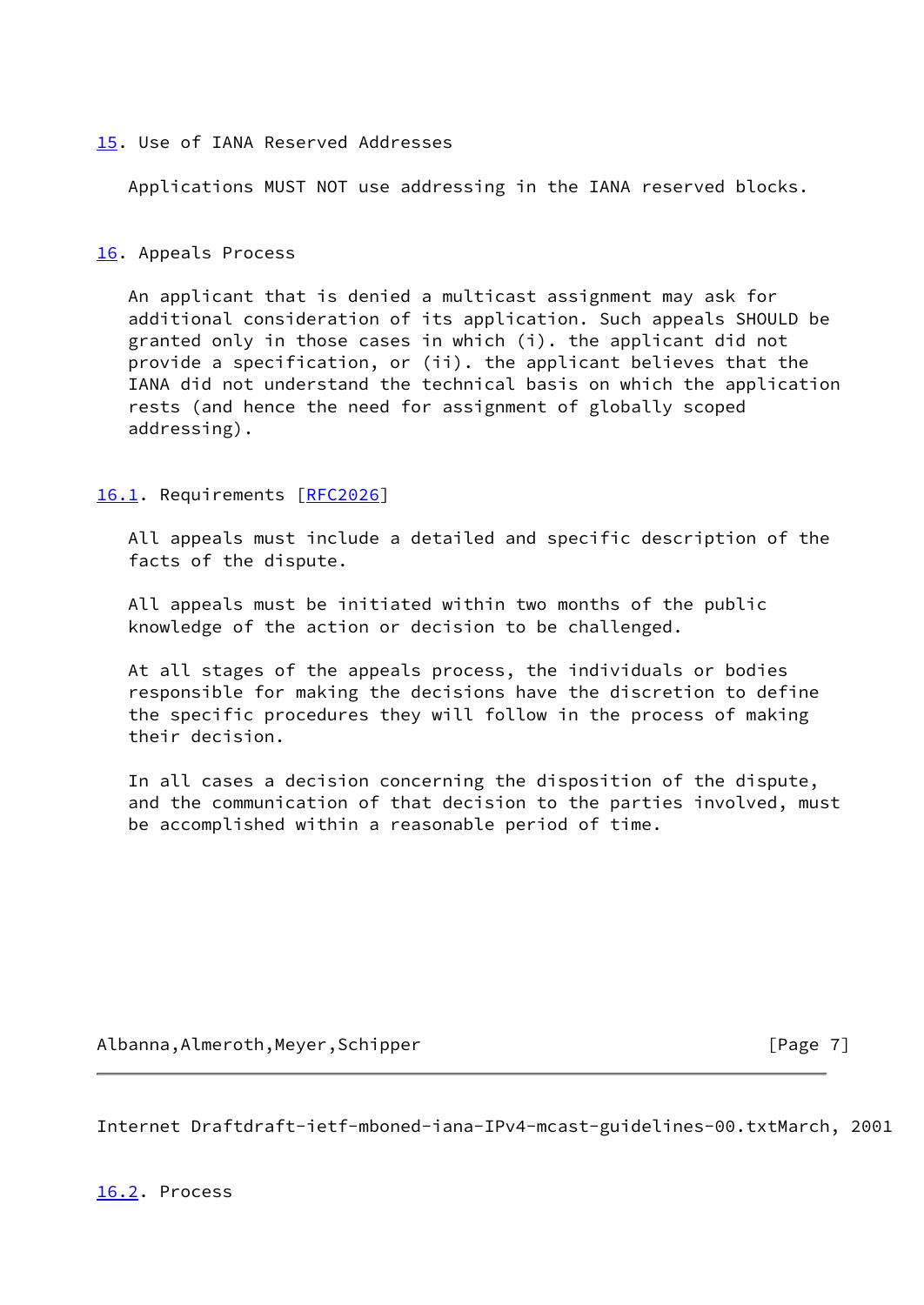## 15. Use of IANA Reserved Addresses

Applications MUST NOT use addressing in the IANA reserved blocks.

## 16. Appeals Process

An applicant that is denied a multicast assignment may ask for additional consideration of its application. Such appeals SHOULD be granted only in those cases in which (i). the applicant did not provide a specification, or (ii). the applicant believes that the IANA did not understand the technical basis on which the application rests (and hence the need for assignment of globally scoped addressing).

### 16.1. Requirements [RFC2026]

All appeals must include a detailed and specific description of the facts of the dispute.

All appeals must be initiated within two months of the public knowledge of the action or decision to be challenged.

At all stages of the appeals process, the individuals or bodies responsible for making the decisions have the discretion to define the specific procedures they will follow in the process of making their decision.

In all cases a decision concerning the disposition of the dispute, and the communication of that decision to the parties involved, must be accomplished within a reasonable period of time.

### 16.2. Process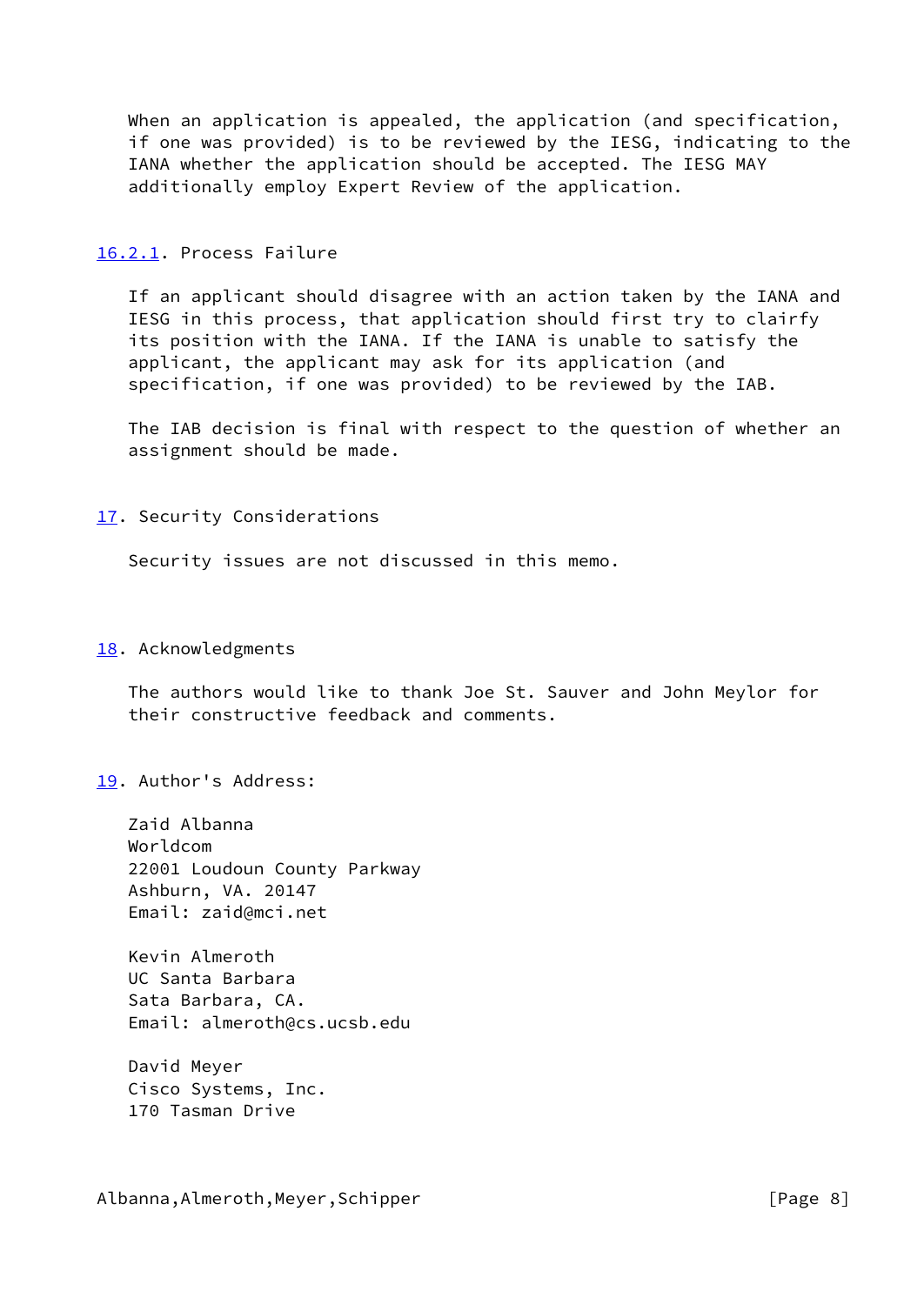When an application is appealed, the application (and specification, if one was provided) is to be reviewed by the IESG, indicating to the IANA whether the application should be accepted. The IESG MAY additionally employ Expert Review of the application.

### 16.2.1. Process Failure

If an applicant should disagree with an action taken by the IANA and IESG in this process, that application should first try to clairfy its position with the IANA. If the IANA is unable to satisfy the applicant, the applicant may ask for its application (and specification, if one was provided) to be reviewed by the IAB.

The IAB decision is final with respect to the question of whether an assignment should be made.

## 17. Security Considerations

Security issues are not discussed in this memo.

## 18. Acknowledgments

The authors would like to thank Joe St. Sauver and John Meylor for their constructive feedback and comments.

## 19. Author's Address:

Zaid Albanna
Worldcom
22001 Loudoun County Parkway
Ashburn, VA. 20147
Email: zaid@mci.net

Kevin Almeroth
UC Santa Barbara
Sata Barbara, CA.
Email: almeroth@cs.ucsb.edu

David Meyer
Cisco Systems, Inc.
170 Tasman Drive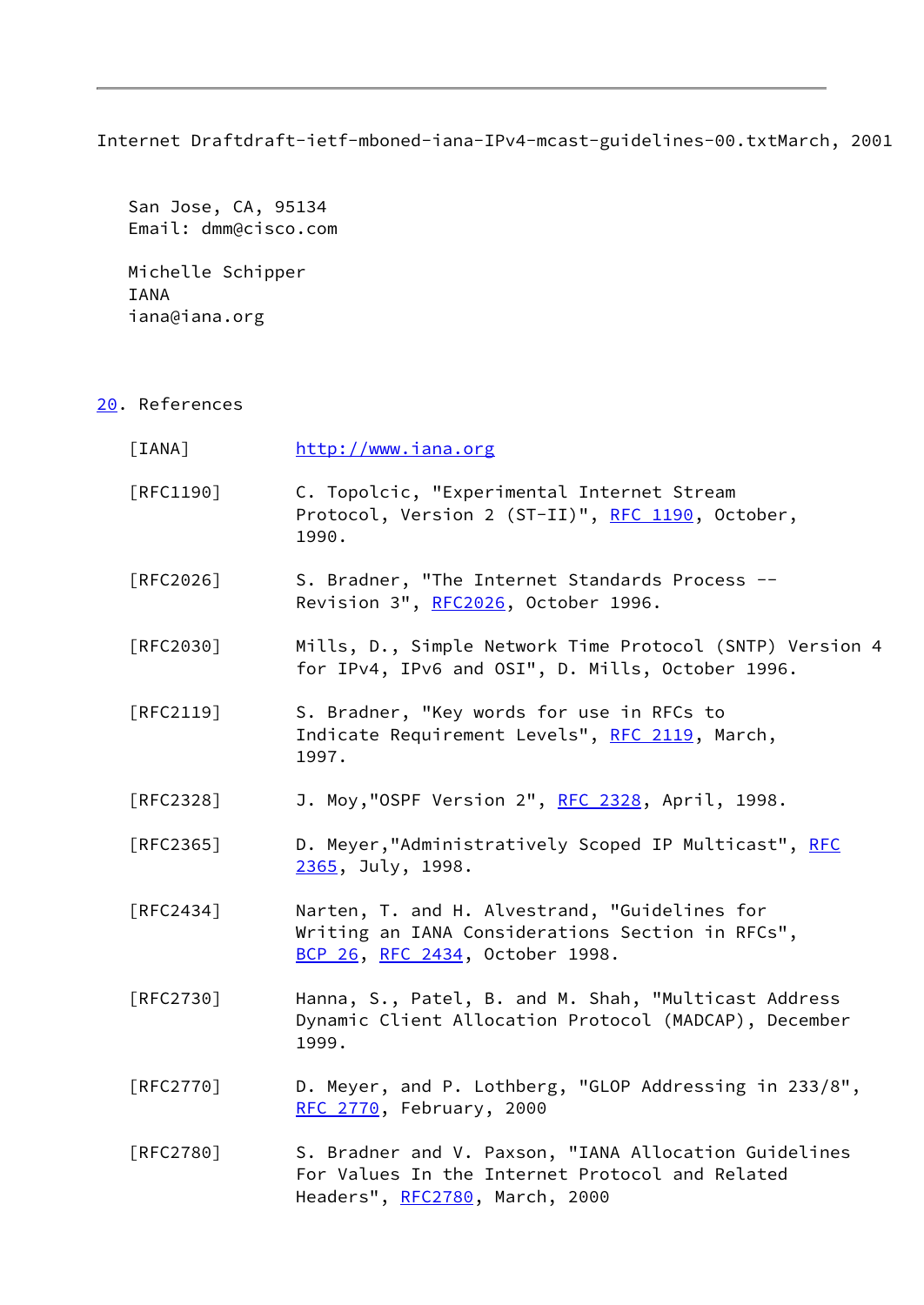San Jose, CA, 95134
Email: dmm@cisco.com

Michelle Schipper
IANA
iana@iana.org

## 20. References

[IANA] http://www.iana.org

[RFC1190] C. Topolcic, "Experimental Internet Stream Protocol, Version 2 (ST-II)", RFC 1190, October, 1990.

[RFC2026] S. Bradner, "The Internet Standards Process -- Revision 3", RFC2026, October 1996.

[RFC2030] Mills, D., Simple Network Time Protocol (SNTP) Version 4 for IPv4, IPv6 and OSI", D. Mills, October 1996.

[RFC2119] S. Bradner, "Key words for use in RFCs to Indicate Requirement Levels", RFC 2119, March, 1997.

[RFC2328] J. Moy,"OSPF Version 2", RFC 2328, April, 1998.

[RFC2365] D. Meyer,"Administratively Scoped IP Multicast", RFC 2365, July, 1998.

[RFC2434] Narten, T. and H. Alvestrand, "Guidelines for Writing an IANA Considerations Section in RFCs", BCP 26, RFC 2434, October 1998.

[RFC2730] Hanna, S., Patel, B. and M. Shah, "Multicast Address Dynamic Client Allocation Protocol (MADCAP), December 1999.

[RFC2770] D. Meyer, and P. Lothberg, "GLOP Addressing in 233/8", RFC 2770, February, 2000

[RFC2780] S. Bradner and V. Paxson, "IANA Allocation Guidelines For Values In the Internet Protocol and Related Headers", RFC2780, March, 2000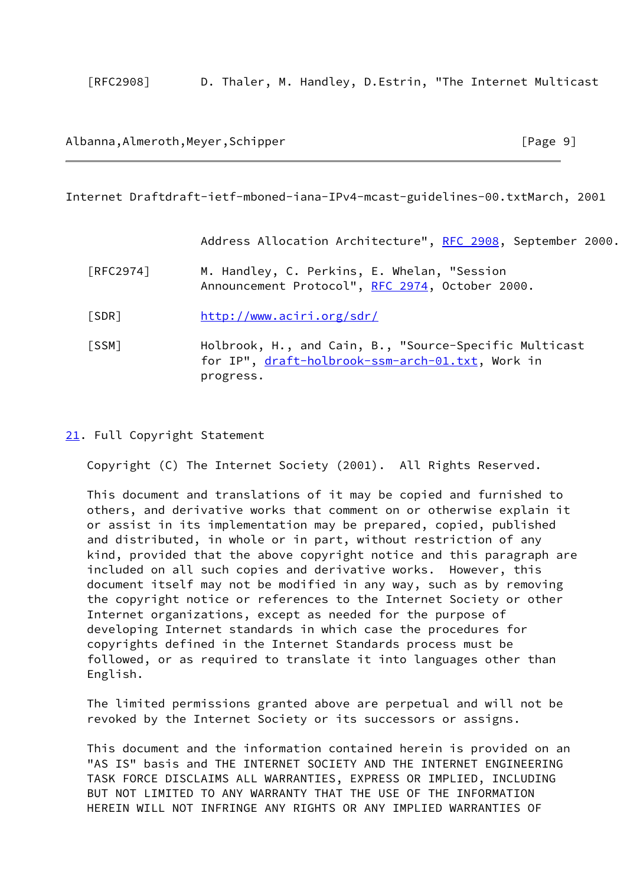[RFC2908] D. Thaler, M. Handley, D.Estrin, "The Internet Multicast Address Allocation Architecture", RFC 2908, September 2000.

[RFC2974] M. Handley, C. Perkins, E. Whelan, "Session Announcement Protocol", RFC 2974, October 2000.

[SDR] http://www.aciri.org/sdr/

[SSM] Holbrook, H., and Cain, B., "Source-Specific Multicast for IP", draft-holbrook-ssm-arch-01.txt, Work in progress.

## 21. Full Copyright Statement

Copyright (C) The Internet Society (2001). All Rights Reserved.

This document and translations of it may be copied and furnished to others, and derivative works that comment on or otherwise explain it or assist in its implementation may be prepared, copied, published and distributed, in whole or in part, without restriction of any kind, provided that the above copyright notice and this paragraph are included on all such copies and derivative works. However, this document itself may not be modified in any way, such as by removing the copyright notice or references to the Internet Society or other Internet organizations, except as needed for the purpose of developing Internet standards in which case the procedures for copyrights defined in the Internet Standards process must be followed, or as required to translate it into languages other than English.

The limited permissions granted above are perpetual and will not be revoked by the Internet Society or its successors or assigns.

This document and the information contained herein is provided on an "AS IS" basis and THE INTERNET SOCIETY AND THE INTERNET ENGINEERING TASK FORCE DISCLAIMS ALL WARRANTIES, EXPRESS OR IMPLIED, INCLUDING BUT NOT LIMITED TO ANY WARRANTY THAT THE USE OF THE INFORMATION HEREIN WILL NOT INFRINGE ANY RIGHTS OR ANY IMPLIED WARRANTIES OF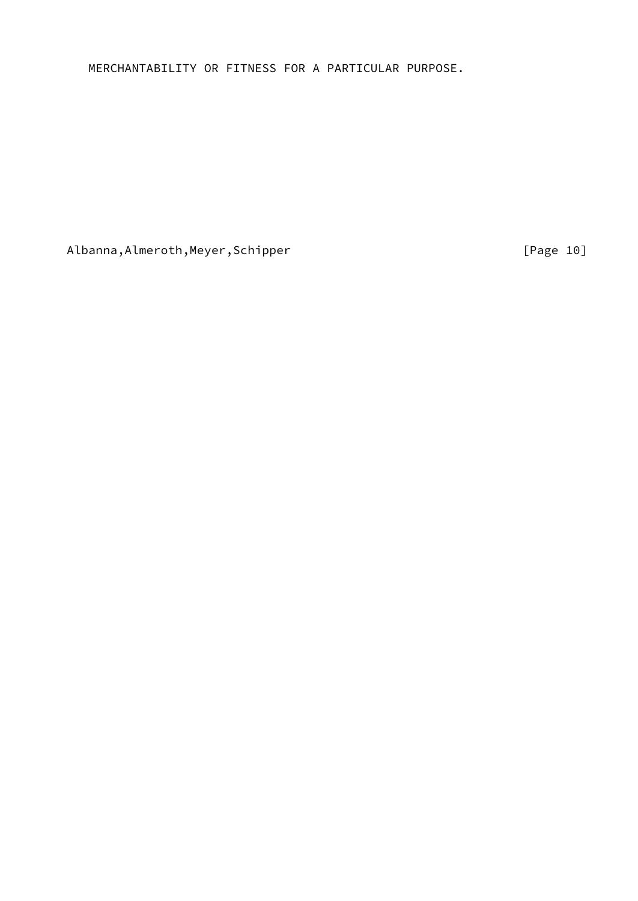MERCHANTABILITY OR FITNESS FOR A PARTICULAR PURPOSE.